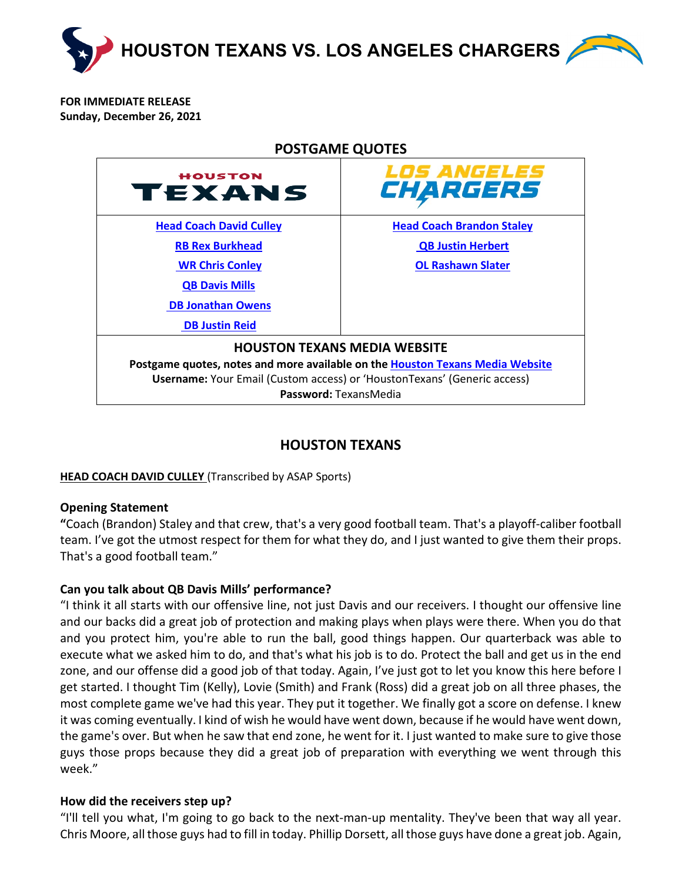# HOUSTON TEXANS VS. LOS ANGELES CHARGERS

**FOR IMMEDIATE RELEASE**
**Sunday, December 26, 2021**

## POSTGAME QUOTES

| HOUSTON TEXANS | LOS ANGELES CHARGERS |
| --- | --- |
| Head Coach David Culley | Head Coach Brandon Staley |
| RB Rex Burkhead | QB Justin Herbert |
| WR Chris Conley | OL Rashawn Slater |
| QB Davis Mills | |
| DB Jonathan Owens | |
| DB Justin Reid | |

**HOUSTON TEXANS MEDIA WEBSITE**

**Postgame quotes, notes and more available on the Houston Texans Media Website**
**Username:** Your Email (Custom access) or 'HoustonTexans' (Generic access)
**Password:** TexansMedia

## HOUSTON TEXANS

**HEAD COACH DAVID CULLEY** (Transcribed by ASAP Sports)

**Opening Statement**

**"**Coach (Brandon) Staley and that crew, that's a very good football team. That's a playoff-caliber football team. I've got the utmost respect for them for what they do, and I just wanted to give them their props. That's a good football team."

**Can you talk about QB Davis Mills' performance?**

"I think it all starts with our offensive line, not just Davis and our receivers. I thought our offensive line and our backs did a great job of protection and making plays when plays were there. When you do that and you protect him, you're able to run the ball, good things happen. Our quarterback was able to execute what we asked him to do, and that's what his job is to do. Protect the ball and get us in the end zone, and our offense did a good job of that today. Again, I've just got to let you know this here before I get started. I thought Tim (Kelly), Lovie (Smith) and Frank (Ross) did a great job on all three phases, the most complete game we've had this year. They put it together. We finally got a score on defense. I knew it was coming eventually. I kind of wish he would have went down, because if he would have went down, the game's over. But when he saw that end zone, he went for it. I just wanted to make sure to give those guys those props because they did a great job of preparation with everything we went through this week."

**How did the receivers step up?**

"I'll tell you what, I'm going to go back to the next-man-up mentality. They've been that way all year. Chris Moore, all those guys had to fill in today. Phillip Dorsett, all those guys have done a great job. Again,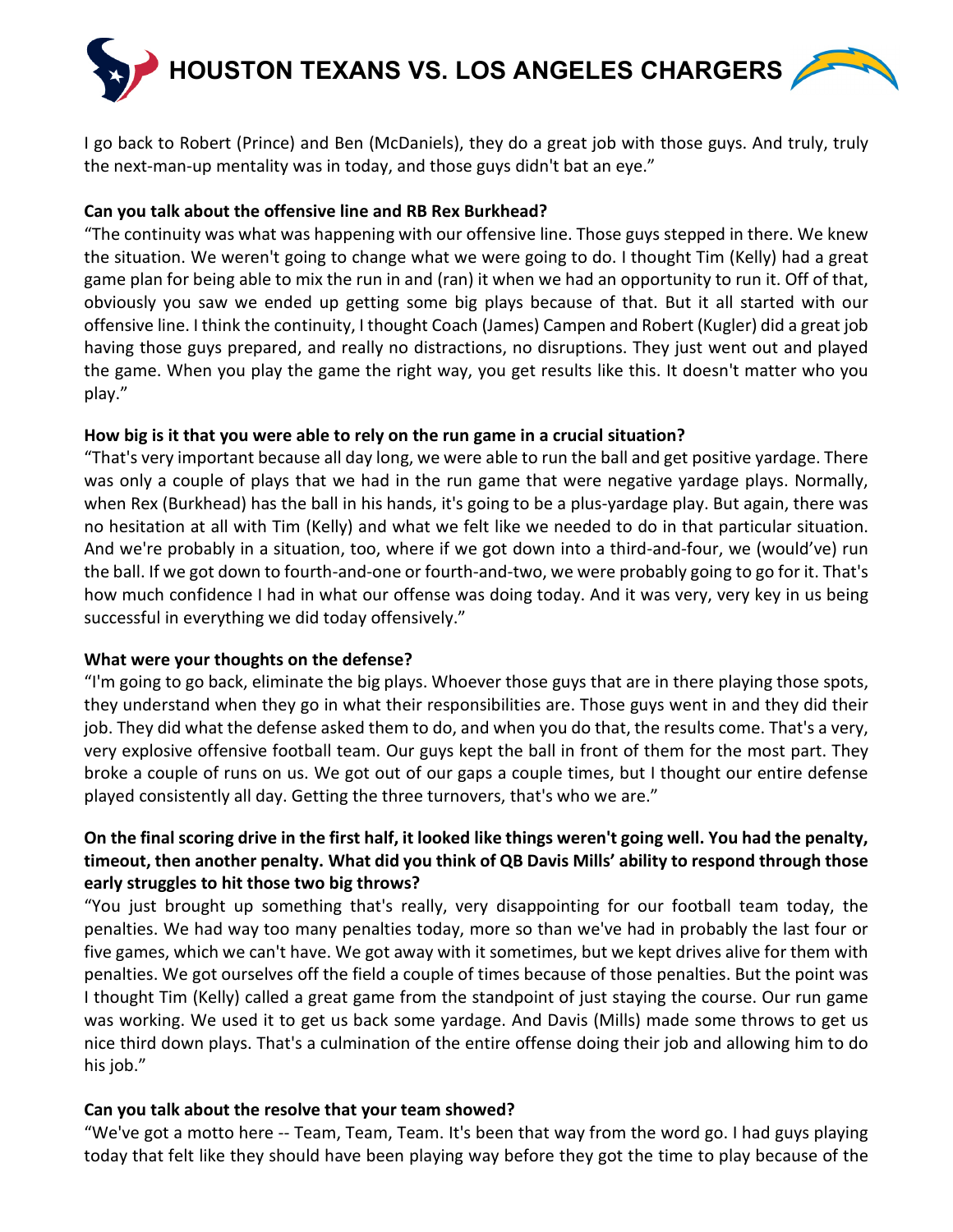I go back to Robert (Prince) and Ben (McDaniels), they do a great job with those guys. And truly, truly the next-man-up mentality was in today, and those guys didn't bat an eye."

**Can you talk about the offensive line and RB Rex Burkhead?**

"The continuity was what was happening with our offensive line. Those guys stepped in there. We knew the situation. We weren't going to change what we were going to do. I thought Tim (Kelly) had a great game plan for being able to mix the run in and (ran) it when we had an opportunity to run it. Off of that, obviously you saw we ended up getting some big plays because of that. But it all started with our offensive line. I think the continuity, I thought Coach (James) Campen and Robert (Kugler) did a great job having those guys prepared, and really no distractions, no disruptions. They just went out and played the game. When you play the game the right way, you get results like this. It doesn't matter who you play."

**How big is it that you were able to rely on the run game in a crucial situation?**

"That's very important because all day long, we were able to run the ball and get positive yardage. There was only a couple of plays that we had in the run game that were negative yardage plays. Normally, when Rex (Burkhead) has the ball in his hands, it's going to be a plus-yardage play. But again, there was no hesitation at all with Tim (Kelly) and what we felt like we needed to do in that particular situation. And we're probably in a situation, too, where if we got down into a third-and-four, we (would've) run the ball. If we got down to fourth-and-one or fourth-and-two, we were probably going to go for it. That's how much confidence I had in what our offense was doing today. And it was very, very key in us being successful in everything we did today offensively."

**What were your thoughts on the defense?**

"I'm going to go back, eliminate the big plays. Whoever those guys that are in there playing those spots, they understand when they go in what their responsibilities are. Those guys went in and they did their job. They did what the defense asked them to do, and when you do that, the results come. That's a very, very explosive offensive football team. Our guys kept the ball in front of them for the most part. They broke a couple of runs on us. We got out of our gaps a couple times, but I thought our entire defense played consistently all day. Getting the three turnovers, that's who we are."

**On the final scoring drive in the first half, it looked like things weren't going well. You had the penalty, timeout, then another penalty. What did you think of QB Davis Mills' ability to respond through those early struggles to hit those two big throws?**

"You just brought up something that's really, very disappointing for our football team today, the penalties. We had way too many penalties today, more so than we've had in probably the last four or five games, which we can't have. We got away with it sometimes, but we kept drives alive for them with penalties. We got ourselves off the field a couple of times because of those penalties. But the point was I thought Tim (Kelly) called a great game from the standpoint of just staying the course. Our run game was working. We used it to get us back some yardage. And Davis (Mills) made some throws to get us nice third down plays. That's a culmination of the entire offense doing their job and allowing him to do his job."

**Can you talk about the resolve that your team showed?**

"We've got a motto here -- Team, Team, Team. It's been that way from the word go. I had guys playing today that felt like they should have been playing way before they got the time to play because of the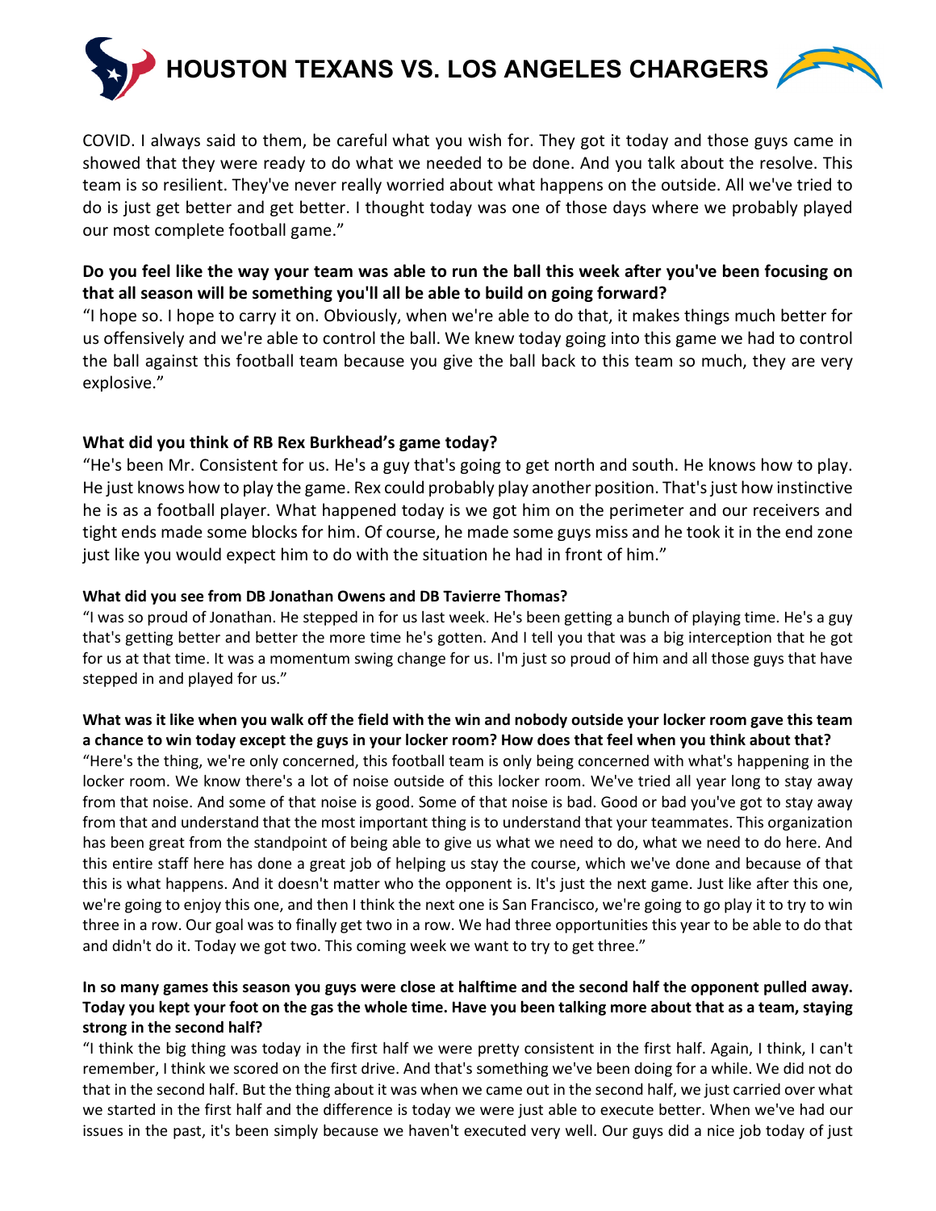COVID. I always said to them, be careful what you wish for. They got it today and those guys came in showed that they were ready to do what we needed to be done. And you talk about the resolve. This team is so resilient. They've never really worried about what happens on the outside. All we've tried to do is just get better and get better. I thought today was one of those days where we probably played our most complete football game."

**Do you feel like the way your team was able to run the ball this week after you've been focusing on that all season will be something you'll all be able to build on going forward?**

"I hope so. I hope to carry it on. Obviously, when we're able to do that, it makes things much better for us offensively and we're able to control the ball. We knew today going into this game we had to control the ball against this football team because you give the ball back to this team so much, they are very explosive."

**What did you think of RB Rex Burkhead's game today?**

"He's been Mr. Consistent for us. He's a guy that's going to get north and south. He knows how to play. He just knows how to play the game. Rex could probably play another position. That's just how instinctive he is as a football player. What happened today is we got him on the perimeter and our receivers and tight ends made some blocks for him. Of course, he made some guys miss and he took it in the end zone just like you would expect him to do with the situation he had in front of him."

**What did you see from DB Jonathan Owens and DB Tavierre Thomas?**

"I was so proud of Jonathan. He stepped in for us last week. He's been getting a bunch of playing time. He's a guy that's getting better and better the more time he's gotten. And I tell you that was a big interception that he got for us at that time. It was a momentum swing change for us. I'm just so proud of him and all those guys that have stepped in and played for us."

**What was it like when you walk off the field with the win and nobody outside your locker room gave this team a chance to win today except the guys in your locker room? How does that feel when you think about that?**

"Here's the thing, we're only concerned, this football team is only being concerned with what's happening in the locker room. We know there's a lot of noise outside of this locker room. We've tried all year long to stay away from that noise. And some of that noise is good. Some of that noise is bad. Good or bad you've got to stay away from that and understand that the most important thing is to understand that your teammates. This organization has been great from the standpoint of being able to give us what we need to do, what we need to do here. And this entire staff here has done a great job of helping us stay the course, which we've done and because of that this is what happens. And it doesn't matter who the opponent is. It's just the next game. Just like after this one, we're going to enjoy this one, and then I think the next one is San Francisco, we're going to go play it to try to win three in a row. Our goal was to finally get two in a row. We had three opportunities this year to be able to do that and didn't do it. Today we got two. This coming week we want to try to get three."

**In so many games this season you guys were close at halftime and the second half the opponent pulled away. Today you kept your foot on the gas the whole time. Have you been talking more about that as a team, staying strong in the second half?**

"I think the big thing was today in the first half we were pretty consistent in the first half. Again, I think, I can't remember, I think we scored on the first drive. And that's something we've been doing for a while. We did not do that in the second half. But the thing about it was when we came out in the second half, we just carried over what we started in the first half and the difference is today we were just able to execute better. When we've had our issues in the past, it's been simply because we haven't executed very well. Our guys did a nice job today of just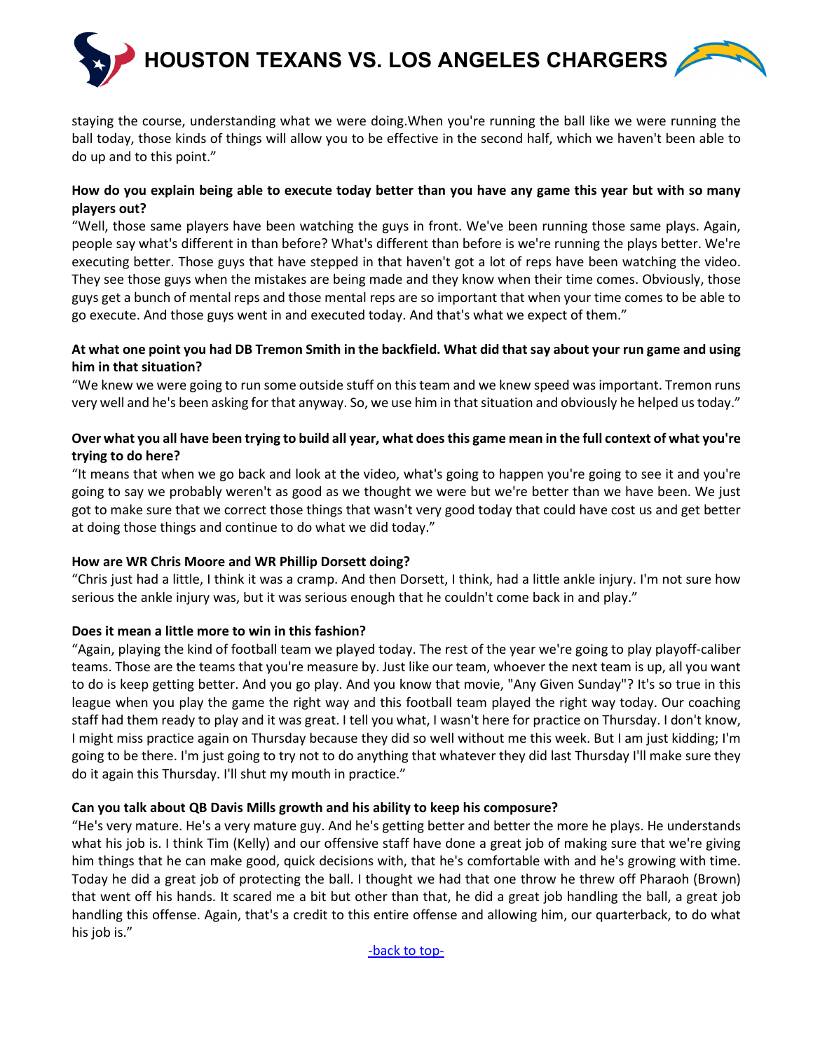staying the course, understanding what we were doing.When you're running the ball like we were running the ball today, those kinds of things will allow you to be effective in the second half, which we haven't been able to do up and to this point."

**How do you explain being able to execute today better than you have any game this year but with so many players out?**

"Well, those same players have been watching the guys in front. We've been running those same plays. Again, people say what's different in than before? What's different than before is we're running the plays better. We're executing better. Those guys that have stepped in that haven't got a lot of reps have been watching the video. They see those guys when the mistakes are being made and they know when their time comes. Obviously, those guys get a bunch of mental reps and those mental reps are so important that when your time comes to be able to go execute. And those guys went in and executed today. And that's what we expect of them."

**At what one point you had DB Tremon Smith in the backfield. What did that say about your run game and using him in that situation?**

"We knew we were going to run some outside stuff on this team and we knew speed was important. Tremon runs very well and he's been asking for that anyway. So, we use him in that situation and obviously he helped us today."

**Over what you all have been trying to build all year, what does this game mean in the full context of what you're trying to do here?**

"It means that when we go back and look at the video, what's going to happen you're going to see it and you're going to say we probably weren't as good as we thought we were but we're better than we have been. We just got to make sure that we correct those things that wasn't very good today that could have cost us and get better at doing those things and continue to do what we did today."

**How are WR Chris Moore and WR Phillip Dorsett doing?**

"Chris just had a little, I think it was a cramp. And then Dorsett, I think, had a little ankle injury. I'm not sure how serious the ankle injury was, but it was serious enough that he couldn't come back in and play."

**Does it mean a little more to win in this fashion?**

"Again, playing the kind of football team we played today. The rest of the year we're going to play playoff-caliber teams. Those are the teams that you're measure by. Just like our team, whoever the next team is up, all you want to do is keep getting better. And you go play. And you know that movie, "Any Given Sunday"? It's so true in this league when you play the game the right way and this football team played the right way today. Our coaching staff had them ready to play and it was great. I tell you what, I wasn't here for practice on Thursday. I don't know, I might miss practice again on Thursday because they did so well without me this week. But I am just kidding; I'm going to be there. I'm just going to try not to do anything that whatever they did last Thursday I'll make sure they do it again this Thursday. I'll shut my mouth in practice."

**Can you talk about QB Davis Mills growth and his ability to keep his composure?**

"He's very mature. He's a very mature guy. And he's getting better and better the more he plays. He understands what his job is. I think Tim (Kelly) and our offensive staff have done a great job of making sure that we're giving him things that he can make good, quick decisions with, that he's comfortable with and he's growing with time. Today he did a great job of protecting the ball. I thought we had that one throw he threw off Pharaoh (Brown) that went off his hands. It scared me a bit but other than that, he did a great job handling the ball, a great job handling this offense. Again, that's a credit to this entire offense and allowing him, our quarterback, to do what his job is."

-back to top-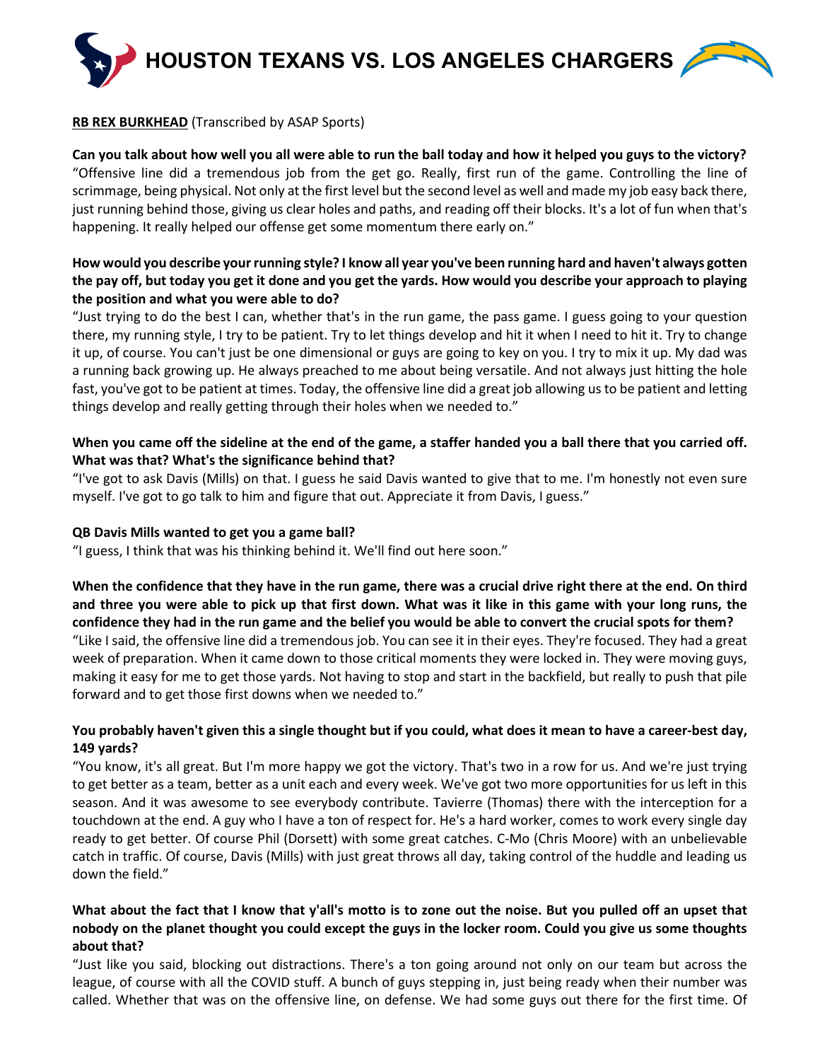# HOUSTON TEXANS VS. LOS ANGELES CHARGERS

**RB REX BURKHEAD** (Transcribed by ASAP Sports)

**Can you talk about how well you all were able to run the ball today and how it helped you guys to the victory?**
"Offensive line did a tremendous job from the get go. Really, first run of the game. Controlling the line of scrimmage, being physical. Not only at the first level but the second level as well and made my job easy back there, just running behind those, giving us clear holes and paths, and reading off their blocks. It's a lot of fun when that's happening. It really helped our offense get some momentum there early on."

**How would you describe your running style? I know all year you've been running hard and haven't always gotten the pay off, but today you get it done and you get the yards. How would you describe your approach to playing the position and what you were able to do?**
"Just trying to do the best I can, whether that's in the run game, the pass game. I guess going to your question there, my running style, I try to be patient. Try to let things develop and hit it when I need to hit it. Try to change it up, of course. You can't just be one dimensional or guys are going to key on you. I try to mix it up. My dad was a running back growing up. He always preached to me about being versatile. And not always just hitting the hole fast, you've got to be patient at times. Today, the offensive line did a great job allowing us to be patient and letting things develop and really getting through their holes when we needed to."

**When you came off the sideline at the end of the game, a staffer handed you a ball there that you carried off. What was that? What's the significance behind that?**
"I've got to ask Davis (Mills) on that. I guess he said Davis wanted to give that to me. I'm honestly not even sure myself. I've got to go talk to him and figure that out. Appreciate it from Davis, I guess."

**QB Davis Mills wanted to get you a game ball?**
"I guess, I think that was his thinking behind it. We'll find out here soon."

**When the confidence that they have in the run game, there was a crucial drive right there at the end. On third and three you were able to pick up that first down. What was it like in this game with your long runs, the confidence they had in the run game and the belief you would be able to convert the crucial spots for them?**
"Like I said, the offensive line did a tremendous job. You can see it in their eyes. They're focused. They had a great week of preparation. When it came down to those critical moments they were locked in. They were moving guys, making it easy for me to get those yards. Not having to stop and start in the backfield, but really to push that pile forward and to get those first downs when we needed to."

**You probably haven't given this a single thought but if you could, what does it mean to have a career-best day, 149 yards?**
"You know, it's all great. But I'm more happy we got the victory. That's two in a row for us. And we're just trying to get better as a team, better as a unit each and every week. We've got two more opportunities for us left in this season. And it was awesome to see everybody contribute. Tavierre (Thomas) there with the interception for a touchdown at the end. A guy who I have a ton of respect for. He's a hard worker, comes to work every single day ready to get better. Of course Phil (Dorsett) with some great catches. C-Mo (Chris Moore) with an unbelievable catch in traffic. Of course, Davis (Mills) with just great throws all day, taking control of the huddle and leading us down the field."

**What about the fact that I know that y'all's motto is to zone out the noise. But you pulled off an upset that nobody on the planet thought you could except the guys in the locker room. Could you give us some thoughts about that?**
"Just like you said, blocking out distractions. There's a ton going around not only on our team but across the league, of course with all the COVID stuff. A bunch of guys stepping in, just being ready when their number was called. Whether that was on the offensive line, on defense. We had some guys out there for the first time. Of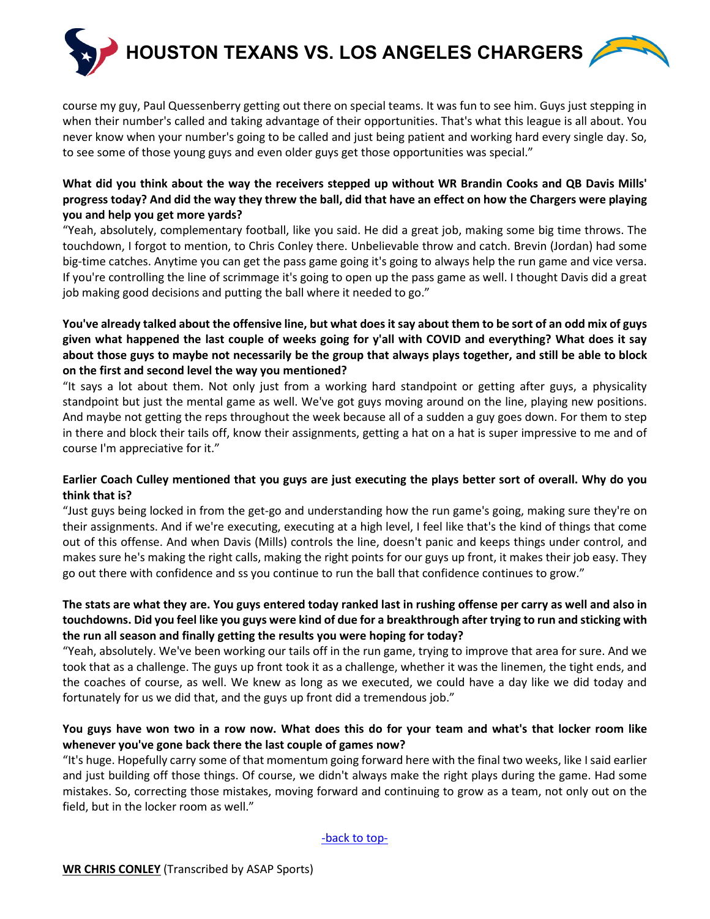course my guy, Paul Quessenberry getting out there on special teams. It was fun to see him. Guys just stepping in when their number's called and taking advantage of their opportunities. That's what this league is all about. You never know when your number's going to be called and just being patient and working hard every single day. So, to see some of those young guys and even older guys get those opportunities was special."

**What did you think about the way the receivers stepped up without WR Brandin Cooks and QB Davis Mills' progress today? And did the way they threw the ball, did that have an effect on how the Chargers were playing you and help you get more yards?**

"Yeah, absolutely, complementary football, like you said. He did a great job, making some big time throws. The touchdown, I forgot to mention, to Chris Conley there. Unbelievable throw and catch. Brevin (Jordan) had some big-time catches. Anytime you can get the pass game going it's going to always help the run game and vice versa. If you're controlling the line of scrimmage it's going to open up the pass game as well. I thought Davis did a great job making good decisions and putting the ball where it needed to go."

**You've already talked about the offensive line, but what does it say about them to be sort of an odd mix of guys given what happened the last couple of weeks going for y'all with COVID and everything? What does it say about those guys to maybe not necessarily be the group that always plays together, and still be able to block on the first and second level the way you mentioned?**

"It says a lot about them. Not only just from a working hard standpoint or getting after guys, a physicality standpoint but just the mental game as well. We've got guys moving around on the line, playing new positions. And maybe not getting the reps throughout the week because all of a sudden a guy goes down. For them to step in there and block their tails off, know their assignments, getting a hat on a hat is super impressive to me and of course I'm appreciative for it."

**Earlier Coach Culley mentioned that you guys are just executing the plays better sort of overall. Why do you think that is?**

"Just guys being locked in from the get-go and understanding how the run game's going, making sure they're on their assignments. And if we're executing, executing at a high level, I feel like that's the kind of things that come out of this offense. And when Davis (Mills) controls the line, doesn't panic and keeps things under control, and makes sure he's making the right calls, making the right points for our guys up front, it makes their job easy. They go out there with confidence and ss you continue to run the ball that confidence continues to grow."

**The stats are what they are. You guys entered today ranked last in rushing offense per carry as well and also in touchdowns. Did you feel like you guys were kind of due for a breakthrough after trying to run and sticking with the run all season and finally getting the results you were hoping for today?**

"Yeah, absolutely. We've been working our tails off in the run game, trying to improve that area for sure. And we took that as a challenge. The guys up front took it as a challenge, whether it was the linemen, the tight ends, and the coaches of course, as well. We knew as long as we executed, we could have a day like we did today and fortunately for us we did that, and the guys up front did a tremendous job."

**You guys have won two in a row now. What does this do for your team and what's that locker room like whenever you've gone back there the last couple of games now?**

"It's huge. Hopefully carry some of that momentum going forward here with the final two weeks, like I said earlier and just building off those things. Of course, we didn't always make the right plays during the game. Had some mistakes. So, correcting those mistakes, moving forward and continuing to grow as a team, not only out on the field, but in the locker room as well."

-back to top-

**WR CHRIS CONLEY** (Transcribed by ASAP Sports)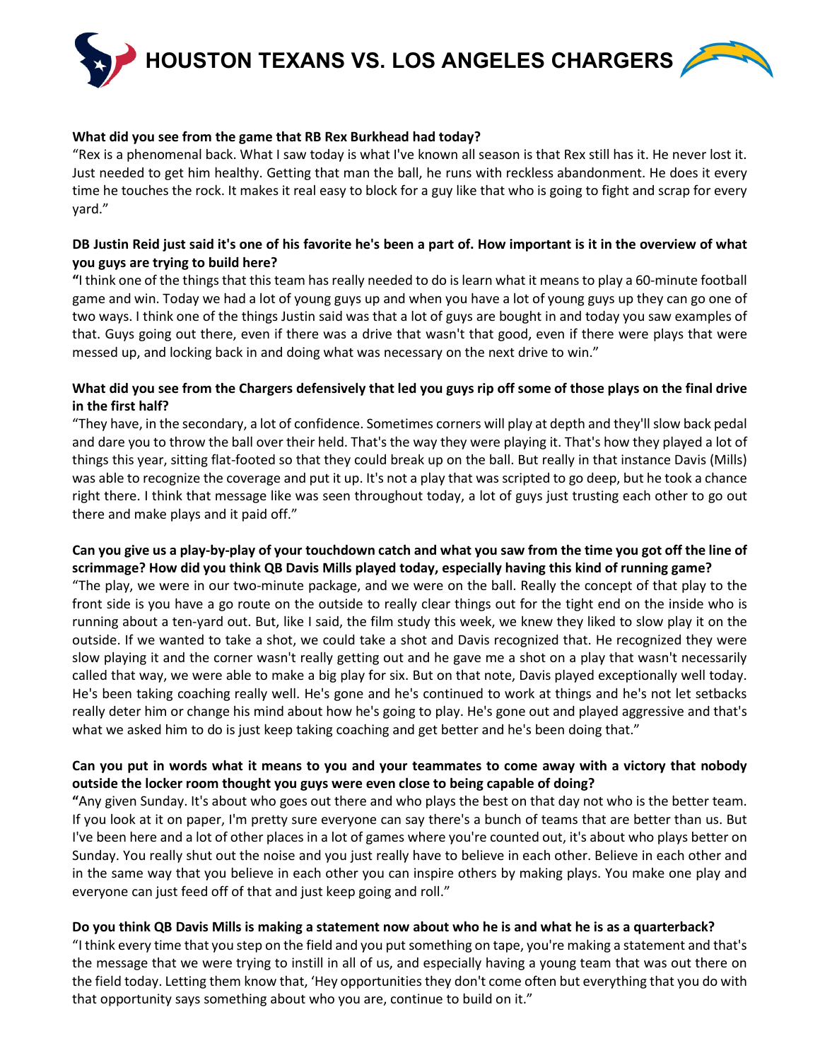**What did you see from the game that RB Rex Burkhead had today?**

"Rex is a phenomenal back. What I saw today is what I've known all season is that Rex still has it. He never lost it. Just needed to get him healthy. Getting that man the ball, he runs with reckless abandonment. He does it every time he touches the rock. It makes it real easy to block for a guy like that who is going to fight and scrap for every yard."

**DB Justin Reid just said it's one of his favorite he's been a part of. How important is it in the overview of what you guys are trying to build here?**

"I think one of the things that this team has really needed to do is learn what it means to play a 60-minute football game and win. Today we had a lot of young guys up and when you have a lot of young guys up they can go one of two ways. I think one of the things Justin said was that a lot of guys are bought in and today you saw examples of that. Guys going out there, even if there was a drive that wasn't that good, even if there were plays that were messed up, and locking back in and doing what was necessary on the next drive to win."

**What did you see from the Chargers defensively that led you guys rip off some of those plays on the final drive in the first half?**

"They have, in the secondary, a lot of confidence. Sometimes corners will play at depth and they'll slow back pedal and dare you to throw the ball over their held. That's the way they were playing it. That's how they played a lot of things this year, sitting flat-footed so that they could break up on the ball. But really in that instance Davis (Mills) was able to recognize the coverage and put it up. It's not a play that was scripted to go deep, but he took a chance right there. I think that message like was seen throughout today, a lot of guys just trusting each other to go out there and make plays and it paid off."

**Can you give us a play-by-play of your touchdown catch and what you saw from the time you got off the line of scrimmage? How did you think QB Davis Mills played today, especially having this kind of running game?**

"The play, we were in our two-minute package, and we were on the ball. Really the concept of that play to the front side is you have a go route on the outside to really clear things out for the tight end on the inside who is running about a ten-yard out. But, like I said, the film study this week, we knew they liked to slow play it on the outside. If we wanted to take a shot, we could take a shot and Davis recognized that. He recognized they were slow playing it and the corner wasn't really getting out and he gave me a shot on a play that wasn't necessarily called that way, we were able to make a big play for six. But on that note, Davis played exceptionally well today. He's been taking coaching really well. He's gone and he's continued to work at things and he's not let setbacks really deter him or change his mind about how he's going to play. He's gone out and played aggressive and that's what we asked him to do is just keep taking coaching and get better and he's been doing that."

**Can you put in words what it means to you and your teammates to come away with a victory that nobody outside the locker room thought you guys were even close to being capable of doing?**

"Any given Sunday. It's about who goes out there and who plays the best on that day not who is the better team. If you look at it on paper, I'm pretty sure everyone can say there's a bunch of teams that are better than us. But I've been here and a lot of other places in a lot of games where you're counted out, it's about who plays better on Sunday. You really shut out the noise and you just really have to believe in each other. Believe in each other and in the same way that you believe in each other you can inspire others by making plays. You make one play and everyone can just feed off of that and just keep going and roll."

**Do you think QB Davis Mills is making a statement now about who he is and what he is as a quarterback?**

"I think every time that you step on the field and you put something on tape, you're making a statement and that's the message that we were trying to instill in all of us, and especially having a young team that was out there on the field today. Letting them know that, 'Hey opportunities they don't come often but everything that you do with that opportunity says something about who you are, continue to build on it."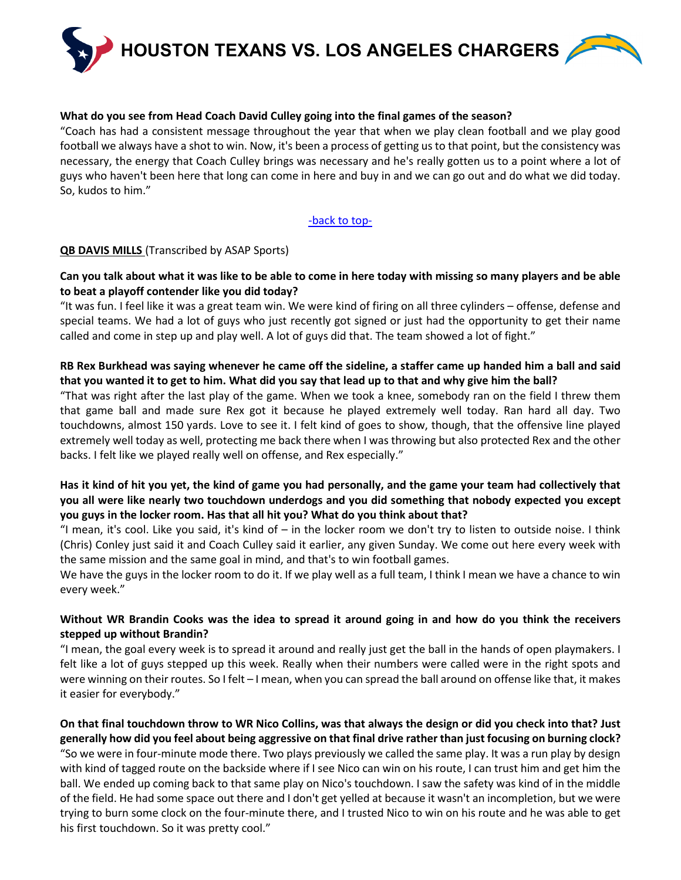**What do you see from Head Coach David Culley going into the final games of the season?**
"Coach has had a consistent message throughout the year that when we play clean football and we play good football we always have a shot to win. Now, it's been a process of getting us to that point, but the consistency was necessary, the energy that Coach Culley brings was necessary and he's really gotten us to a point where a lot of guys who haven't been here that long can come in here and buy in and we can go out and do what we did today. So, kudos to him."

-back to top-

**QB DAVIS MILLS** (Transcribed by ASAP Sports)

**Can you talk about what it was like to be able to come in here today with missing so many players and be able to beat a playoff contender like you did today?**
"It was fun. I feel like it was a great team win. We were kind of firing on all three cylinders – offense, defense and special teams. We had a lot of guys who just recently got signed or just had the opportunity to get their name called and come in step up and play well. A lot of guys did that. The team showed a lot of fight."

**RB Rex Burkhead was saying whenever he came off the sideline, a staffer came up handed him a ball and said that you wanted it to get to him. What did you say that lead up to that and why give him the ball?**
"That was right after the last play of the game. When we took a knee, somebody ran on the field I threw them that game ball and made sure Rex got it because he played extremely well today. Ran hard all day. Two touchdowns, almost 150 yards. Love to see it. I felt kind of goes to show, though, that the offensive line played extremely well today as well, protecting me back there when I was throwing but also protected Rex and the other backs. I felt like we played really well on offense, and Rex especially."

**Has it kind of hit you yet, the kind of game you had personally, and the game your team had collectively that you all were like nearly two touchdown underdogs and you did something that nobody expected you except you guys in the locker room. Has that all hit you? What do you think about that?**
"I mean, it's cool. Like you said, it's kind of – in the locker room we don't try to listen to outside noise. I think (Chris) Conley just said it and Coach Culley said it earlier, any given Sunday. We come out here every week with the same mission and the same goal in mind, and that's to win football games.
We have the guys in the locker room to do it. If we play well as a full team, I think I mean we have a chance to win every week."

**Without WR Brandin Cooks was the idea to spread it around going in and how do you think the receivers stepped up without Brandin?**
"I mean, the goal every week is to spread it around and really just get the ball in the hands of open playmakers. I felt like a lot of guys stepped up this week. Really when their numbers were called were in the right spots and were winning on their routes. So I felt – I mean, when you can spread the ball around on offense like that, it makes it easier for everybody."

**On that final touchdown throw to WR Nico Collins, was that always the design or did you check into that? Just generally how did you feel about being aggressive on that final drive rather than just focusing on burning clock?**
"So we were in four-minute mode there. Two plays previously we called the same play. It was a run play by design with kind of tagged route on the backside where if I see Nico can win on his route, I can trust him and get him the ball. We ended up coming back to that same play on Nico's touchdown. I saw the safety was kind of in the middle of the field. He had some space out there and I don't get yelled at because it wasn't an incompletion, but we were trying to burn some clock on the four-minute there, and I trusted Nico to win on his route and he was able to get his first touchdown. So it was pretty cool."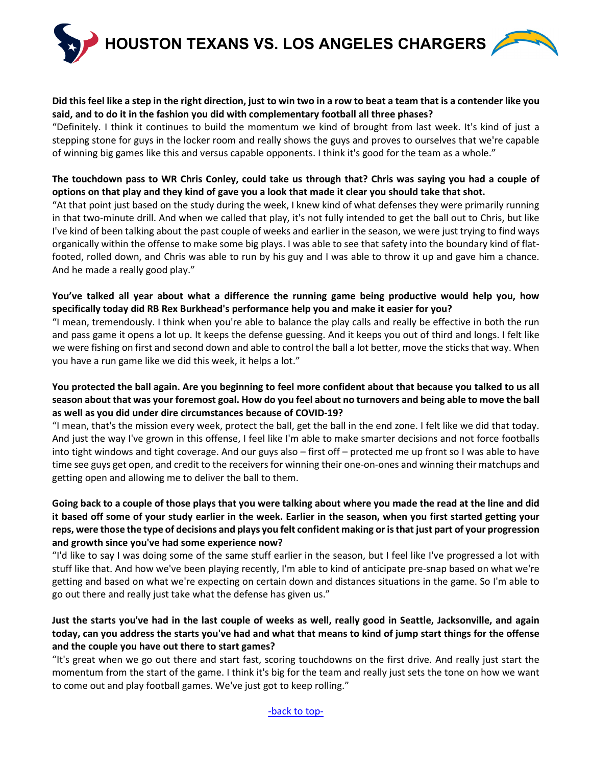**Did this feel like a step in the right direction, just to win two in a row to beat a team that is a contender like you said, and to do it in the fashion you did with complementary football all three phases?**

"Definitely. I think it continues to build the momentum we kind of brought from last week. It's kind of just a stepping stone for guys in the locker room and really shows the guys and proves to ourselves that we're capable of winning big games like this and versus capable opponents. I think it's good for the team as a whole."

**The touchdown pass to WR Chris Conley, could take us through that? Chris was saying you had a couple of options on that play and they kind of gave you a look that made it clear you should take that shot.**

"At that point just based on the study during the week, I knew kind of what defenses they were primarily running in that two-minute drill. And when we called that play, it's not fully intended to get the ball out to Chris, but like I've kind of been talking about the past couple of weeks and earlier in the season, we were just trying to find ways organically within the offense to make some big plays. I was able to see that safety into the boundary kind of flat-footed, rolled down, and Chris was able to run by his guy and I was able to throw it up and gave him a chance. And he made a really good play."

**You've talked all year about what a difference the running game being productive would help you, how specifically today did RB Rex Burkhead's performance help you and make it easier for you?**

"I mean, tremendously. I think when you're able to balance the play calls and really be effective in both the run and pass game it opens a lot up. It keeps the defense guessing. And it keeps you out of third and longs. I felt like we were fishing on first and second down and able to control the ball a lot better, move the sticks that way. When you have a run game like we did this week, it helps a lot."

**You protected the ball again. Are you beginning to feel more confident about that because you talked to us all season about that was your foremost goal. How do you feel about no turnovers and being able to move the ball as well as you did under dire circumstances because of COVID-19?**

"I mean, that's the mission every week, protect the ball, get the ball in the end zone. I felt like we did that today. And just the way I've grown in this offense, I feel like I'm able to make smarter decisions and not force footballs into tight windows and tight coverage. And our guys also – first off – protected me up front so I was able to have time see guys get open, and credit to the receivers for winning their one-on-ones and winning their matchups and getting open and allowing me to deliver the ball to them.

**Going back to a couple of those plays that you were talking about where you made the read at the line and did it based off some of your study earlier in the week. Earlier in the season, when you first started getting your reps, were those the type of decisions and plays you felt confident making or is that just part of your progression and growth since you've had some experience now?**

"I'd like to say I was doing some of the same stuff earlier in the season, but I feel like I've progressed a lot with stuff like that. And how we've been playing recently, I'm able to kind of anticipate pre-snap based on what we're getting and based on what we're expecting on certain down and distances situations in the game. So I'm able to go out there and really just take what the defense has given us."

**Just the starts you've had in the last couple of weeks as well, really good in Seattle, Jacksonville, and again today, can you address the starts you've had and what that means to kind of jump start things for the offense and the couple you have out there to start games?**

"It's great when we go out there and start fast, scoring touchdowns on the first drive. And really just start the momentum from the start of the game. I think it's big for the team and really just sets the tone on how we want to come out and play football games. We've just got to keep rolling."

-back to top-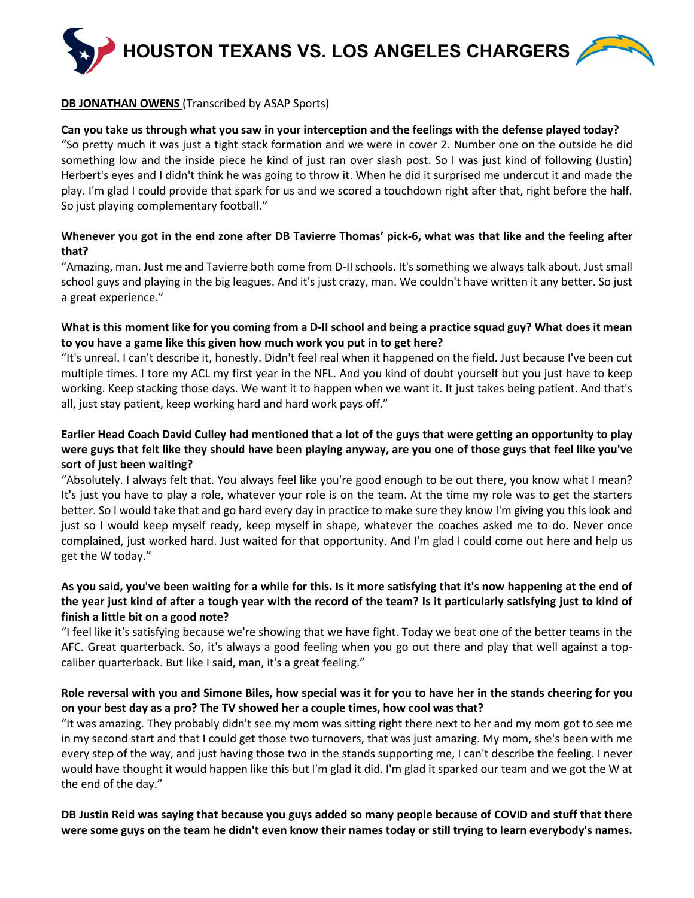**DB JONATHAN OWENS** (Transcribed by ASAP Sports)

**Can you take us through what you saw in your interception and the feelings with the defense played today?**

"So pretty much it was just a tight stack formation and we were in cover 2. Number one on the outside he did something low and the inside piece he kind of just ran over slash post. So I was just kind of following (Justin) Herbert's eyes and I didn't think he was going to throw it. When he did it surprised me undercut it and made the play. I'm glad I could provide that spark for us and we scored a touchdown right after that, right before the half. So just playing complementary football."

**Whenever you got in the end zone after DB Tavierre Thomas' pick-6, what was that like and the feeling after that?**

"Amazing, man. Just me and Tavierre both come from D-II schools. It's something we always talk about. Just small school guys and playing in the big leagues. And it's just crazy, man. We couldn't have written it any better. So just a great experience."

**What is this moment like for you coming from a D-II school and being a practice squad guy? What does it mean to you have a game like this given how much work you put in to get here?**

"It's unreal. I can't describe it, honestly. Didn't feel real when it happened on the field. Just because I've been cut multiple times. I tore my ACL my first year in the NFL. And you kind of doubt yourself but you just have to keep working. Keep stacking those days. We want it to happen when we want it. It just takes being patient. And that's all, just stay patient, keep working hard and hard work pays off."

**Earlier Head Coach David Culley had mentioned that a lot of the guys that were getting an opportunity to play were guys that felt like they should have been playing anyway, are you one of those guys that feel like you've sort of just been waiting?**

"Absolutely. I always felt that. You always feel like you're good enough to be out there, you know what I mean? It's just you have to play a role, whatever your role is on the team. At the time my role was to get the starters better. So I would take that and go hard every day in practice to make sure they know I'm giving you this look and just so I would keep myself ready, keep myself in shape, whatever the coaches asked me to do. Never once complained, just worked hard. Just waited for that opportunity. And I'm glad I could come out here and help us get the W today."

**As you said, you've been waiting for a while for this. Is it more satisfying that it's now happening at the end of the year just kind of after a tough year with the record of the team? Is it particularly satisfying just to kind of finish a little bit on a good note?**

"I feel like it's satisfying because we're showing that we have fight. Today we beat one of the better teams in the AFC. Great quarterback. So, it's always a good feeling when you go out there and play that well against a top-caliber quarterback. But like I said, man, it's a great feeling."

**Role reversal with you and Simone Biles, how special was it for you to have her in the stands cheering for you on your best day as a pro? The TV showed her a couple times, how cool was that?**

"It was amazing. They probably didn't see my mom was sitting right there next to her and my mom got to see me in my second start and that I could get those two turnovers, that was just amazing. My mom, she's been with me every step of the way, and just having those two in the stands supporting me, I can't describe the feeling. I never would have thought it would happen like this but I'm glad it did. I'm glad it sparked our team and we got the W at the end of the day."

**DB Justin Reid was saying that because you guys added so many people because of COVID and stuff that there were some guys on the team he didn't even know their names today or still trying to learn everybody's names.**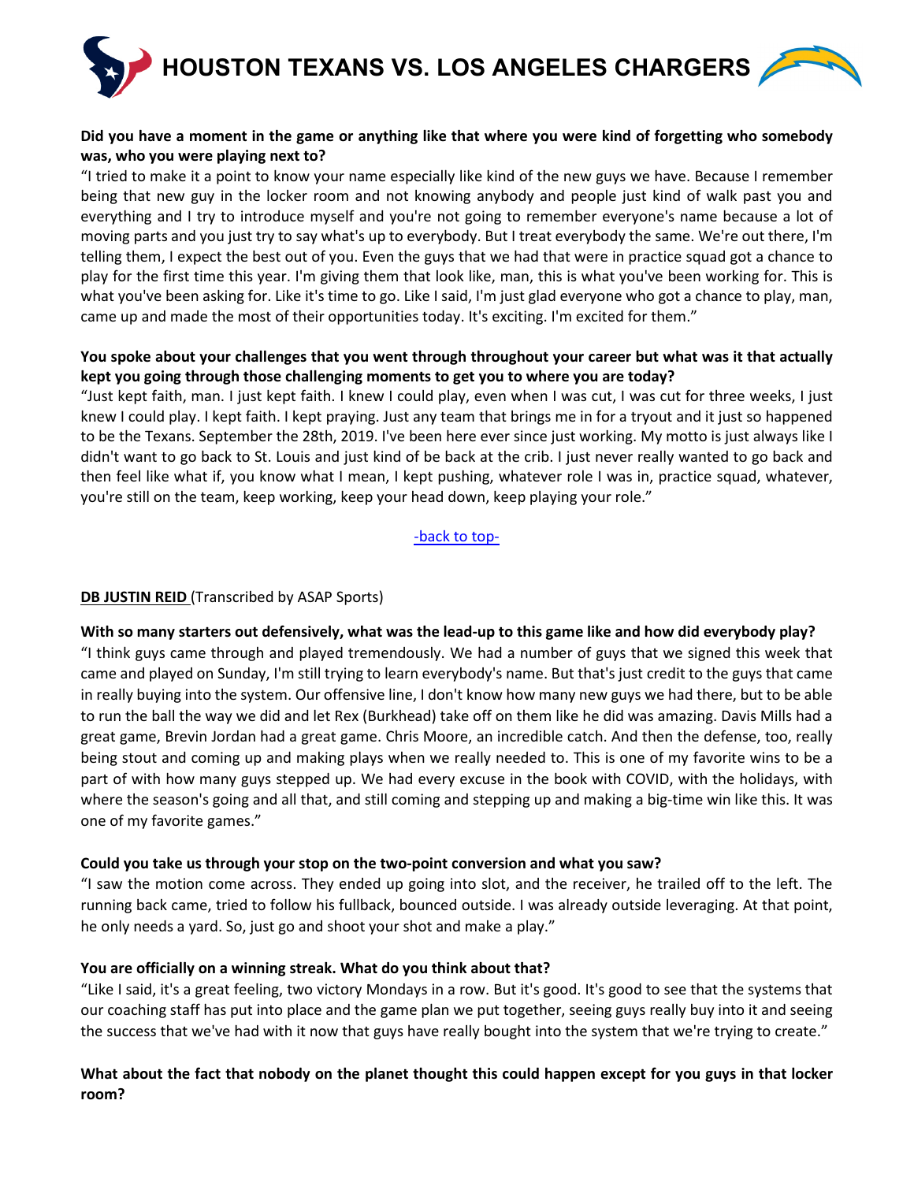**Did you have a moment in the game or anything like that where you were kind of forgetting who somebody was, who you were playing next to?**

"I tried to make it a point to know your name especially like kind of the new guys we have. Because I remember being that new guy in the locker room and not knowing anybody and people just kind of walk past you and everything and I try to introduce myself and you're not going to remember everyone's name because a lot of moving parts and you just try to say what's up to everybody. But I treat everybody the same. We're out there, I'm telling them, I expect the best out of you. Even the guys that we had that were in practice squad got a chance to play for the first time this year. I'm giving them that look like, man, this is what you've been working for. This is what you've been asking for. Like it's time to go. Like I said, I'm just glad everyone who got a chance to play, man, came up and made the most of their opportunities today. It's exciting. I'm excited for them."

**You spoke about your challenges that you went through throughout your career but what was it that actually kept you going through those challenging moments to get you to where you are today?**

"Just kept faith, man. I just kept faith. I knew I could play, even when I was cut, I was cut for three weeks, I just knew I could play. I kept faith. I kept praying. Just any team that brings me in for a tryout and it just so happened to be the Texans. September the 28th, 2019. I've been here ever since just working. My motto is just always like I didn't want to go back to St. Louis and just kind of be back at the crib. I just never really wanted to go back and then feel like what if, you know what I mean, I kept pushing, whatever role I was in, practice squad, whatever, you're still on the team, keep working, keep your head down, keep playing your role."

-back to top-

**DB JUSTIN REID** (Transcribed by ASAP Sports)

**With so many starters out defensively, what was the lead-up to this game like and how did everybody play?**

"I think guys came through and played tremendously. We had a number of guys that we signed this week that came and played on Sunday, I'm still trying to learn everybody's name. But that's just credit to the guys that came in really buying into the system. Our offensive line, I don't know how many new guys we had there, but to be able to run the ball the way we did and let Rex (Burkhead) take off on them like he did was amazing. Davis Mills had a great game, Brevin Jordan had a great game. Chris Moore, an incredible catch. And then the defense, too, really being stout and coming up and making plays when we really needed to. This is one of my favorite wins to be a part of with how many guys stepped up. We had every excuse in the book with COVID, with the holidays, with where the season's going and all that, and still coming and stepping up and making a big-time win like this. It was one of my favorite games."

**Could you take us through your stop on the two-point conversion and what you saw?**

"I saw the motion come across. They ended up going into slot, and the receiver, he trailed off to the left. The running back came, tried to follow his fullback, bounced outside. I was already outside leveraging. At that point, he only needs a yard. So, just go and shoot your shot and make a play."

**You are officially on a winning streak. What do you think about that?**

"Like I said, it's a great feeling, two victory Mondays in a row. But it's good. It's good to see that the systems that our coaching staff has put into place and the game plan we put together, seeing guys really buy into it and seeing the success that we've had with it now that guys have really bought into the system that we're trying to create."

**What about the fact that nobody on the planet thought this could happen except for you guys in that locker room?**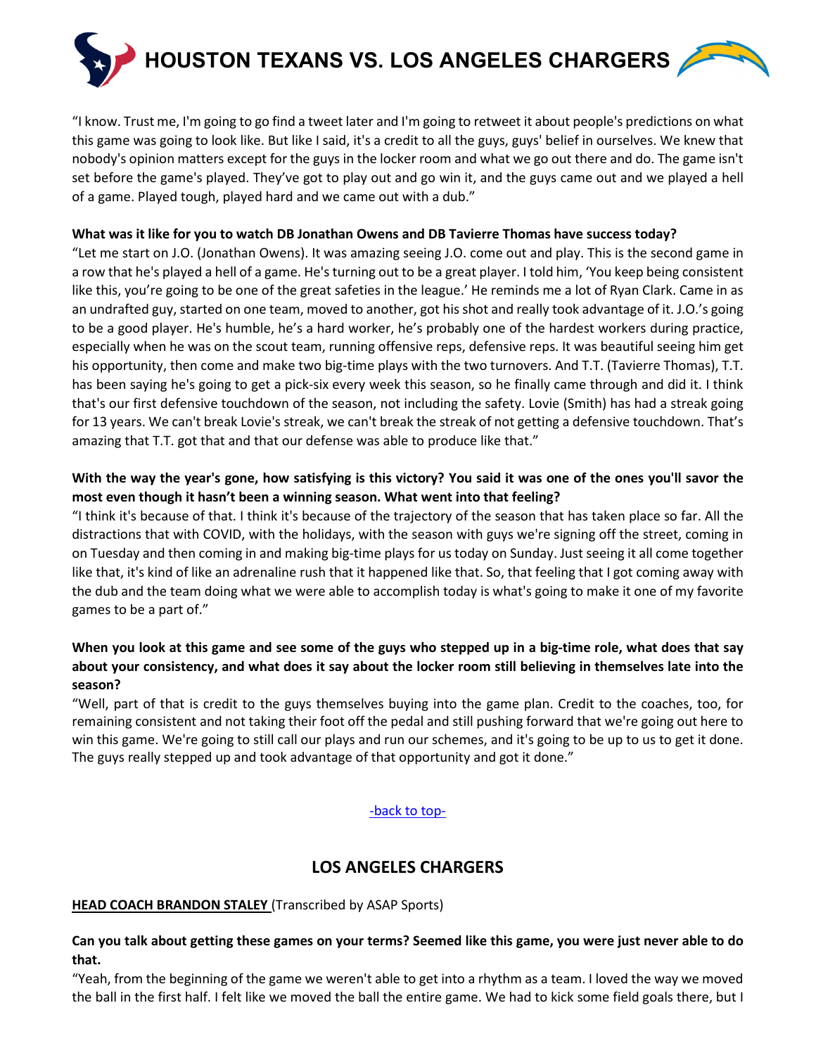"I know. Trust me, I'm going to go find a tweet later and I'm going to retweet it about people's predictions on what this game was going to look like. But like I said, it's a credit to all the guys, guys' belief in ourselves. We knew that nobody's opinion matters except for the guys in the locker room and what we go out there and do. The game isn't set before the game's played. They've got to play out and go win it, and the guys came out and we played a hell of a game. Played tough, played hard and we came out with a dub."

**What was it like for you to watch DB Jonathan Owens and DB Tavierre Thomas have success today?**

"Let me start on J.O. (Jonathan Owens). It was amazing seeing J.O. come out and play. This is the second game in a row that he's played a hell of a game. He's turning out to be a great player. I told him, 'You keep being consistent like this, you're going to be one of the great safeties in the league.' He reminds me a lot of Ryan Clark. Came in as an undrafted guy, started on one team, moved to another, got his shot and really took advantage of it. J.O.'s going to be a good player. He's humble, he's a hard worker, he's probably one of the hardest workers during practice, especially when he was on the scout team, running offensive reps, defensive reps. It was beautiful seeing him get his opportunity, then come and make two big-time plays with the two turnovers. And T.T. (Tavierre Thomas), T.T. has been saying he's going to get a pick-six every week this season, so he finally came through and did it. I think that's our first defensive touchdown of the season, not including the safety. Lovie (Smith) has had a streak going for 13 years. We can't break Lovie's streak, we can't break the streak of not getting a defensive touchdown. That's amazing that T.T. got that and that our defense was able to produce like that."

**With the way the year's gone, how satisfying is this victory? You said it was one of the ones you'll savor the most even though it hasn't been a winning season. What went into that feeling?**

"I think it's because of that. I think it's because of the trajectory of the season that has taken place so far. All the distractions that with COVID, with the holidays, with the season with guys we're signing off the street, coming in on Tuesday and then coming in and making big-time plays for us today on Sunday. Just seeing it all come together like that, it's kind of like an adrenaline rush that it happened like that. So, that feeling that I got coming away with the dub and the team doing what we were able to accomplish today is what's going to make it one of my favorite games to be a part of."

**When you look at this game and see some of the guys who stepped up in a big-time role, what does that say about your consistency, and what does it say about the locker room still believing in themselves late into the season?**

"Well, part of that is credit to the guys themselves buying into the game plan. Credit to the coaches, too, for remaining consistent and not taking their foot off the pedal and still pushing forward that we're going out here to win this game. We're going to still call our plays and run our schemes, and it's going to be up to us to get it done. The guys really stepped up and took advantage of that opportunity and got it done."

-back to top-

## LOS ANGELES CHARGERS

**HEAD COACH BRANDON STALEY** (Transcribed by ASAP Sports)

**Can you talk about getting these games on your terms? Seemed like this game, you were just never able to do that.**

"Yeah, from the beginning of the game we weren't able to get into a rhythm as a team. I loved the way we moved the ball in the first half. I felt like we moved the ball the entire game. We had to kick some field goals there, but I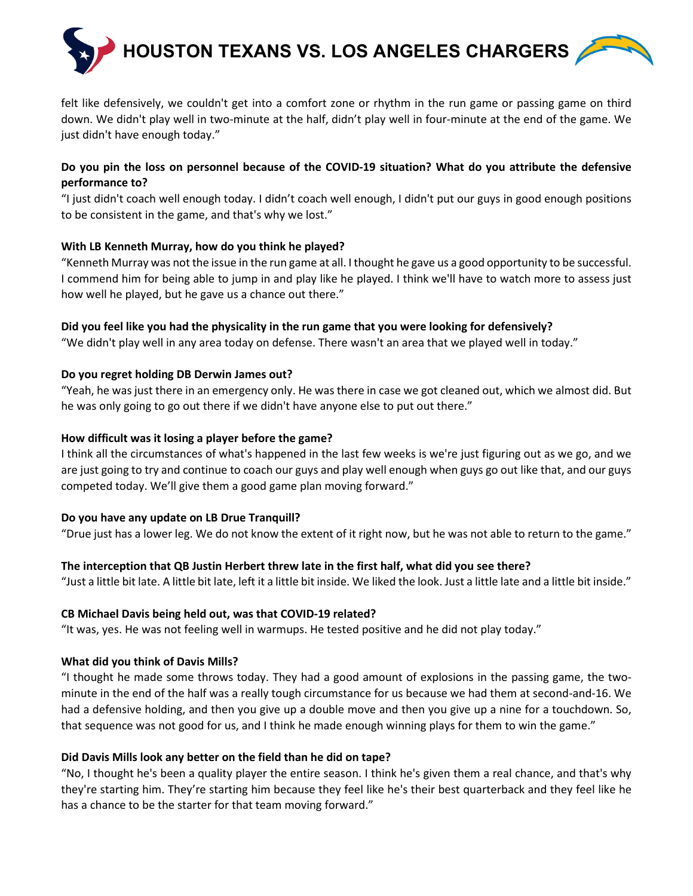felt like defensively, we couldn't get into a comfort zone or rhythm in the run game or passing game on third down. We didn't play well in two-minute at the half, didn’t play well in four-minute at the end of the game. We just didn't have enough today.”

**Do you pin the loss on personnel because of the COVID-19 situation? What do you attribute the defensive performance to?**

“I just didn't coach well enough today. I didn’t coach well enough, I didn't put our guys in good enough positions to be consistent in the game, and that's why we lost.”

**With LB Kenneth Murray, how do you think he played?**

“Kenneth Murray was not the issue in the run game at all. I thought he gave us a good opportunity to be successful. I commend him for being able to jump in and play like he played. I think we'll have to watch more to assess just how well he played, but he gave us a chance out there.”

**Did you feel like you had the physicality in the run game that you were looking for defensively?**

“We didn't play well in any area today on defense. There wasn't an area that we played well in today.”

**Do you regret holding DB Derwin James out?**

“Yeah, he was just there in an emergency only. He was there in case we got cleaned out, which we almost did. But he was only going to go out there if we didn't have anyone else to put out there.”

**How difficult was it losing a player before the game?**

I think all the circumstances of what's happened in the last few weeks is we're just figuring out as we go, and we are just going to try and continue to coach our guys and play well enough when guys go out like that, and our guys competed today. We’ll give them a good game plan moving forward.”

**Do you have any update on LB Drue Tranquill?**

“Drue just has a lower leg. We do not know the extent of it right now, but he was not able to return to the game.”

**The interception that QB Justin Herbert threw late in the first half, what did you see there?**

“Just a little bit late. A little bit late, left it a little bit inside. We liked the look. Just a little late and a little bit inside.”

**CB Michael Davis being held out, was that COVID-19 related?**

“It was, yes. He was not feeling well in warmups. He tested positive and he did not play today.”

**What did you think of Davis Mills?**

“I thought he made some throws today. They had a good amount of explosions in the passing game, the two-minute in the end of the half was a really tough circumstance for us because we had them at second-and-16. We had a defensive holding, and then you give up a double move and then you give up a nine for a touchdown. So, that sequence was not good for us, and I think he made enough winning plays for them to win the game.”

**Did Davis Mills look any better on the field than he did on tape?**

“No, I thought he's been a quality player the entire season. I think he's given them a real chance, and that's why they're starting him. They’re starting him because they feel like he's their best quarterback and they feel like he has a chance to be the starter for that team moving forward.”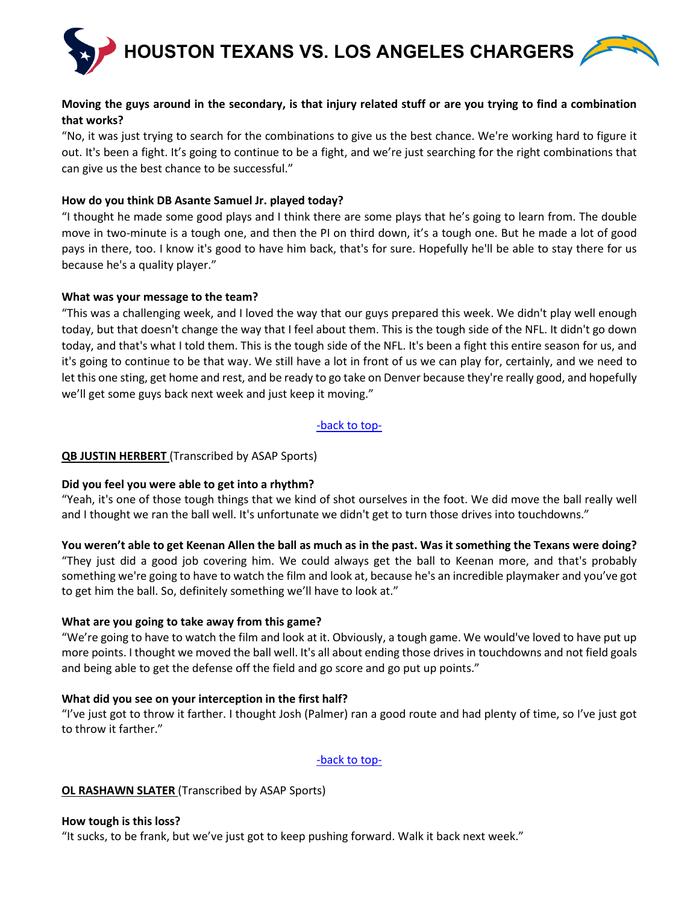**Moving the guys around in the secondary, is that injury related stuff or are you trying to find a combination that works?**
"No, it was just trying to search for the combinations to give us the best chance. We're working hard to figure it out. It's been a fight. It's going to continue to be a fight, and we're just searching for the right combinations that can give us the best chance to be successful."

**How do you think DB Asante Samuel Jr. played today?**
"I thought he made some good plays and I think there are some plays that he's going to learn from. The double move in two-minute is a tough one, and then the PI on third down, it's a tough one. But he made a lot of good pays in there, too. I know it's good to have him back, that's for sure. Hopefully he'll be able to stay there for us because he's a quality player."

**What was your message to the team?**
"This was a challenging week, and I loved the way that our guys prepared this week. We didn't play well enough today, but that doesn't change the way that I feel about them. This is the tough side of the NFL. It didn't go down today, and that's what I told them. This is the tough side of the NFL. It's been a fight this entire season for us, and it's going to continue to be that way. We still have a lot in front of us we can play for, certainly, and we need to let this one sting, get home and rest, and be ready to go take on Denver because they're really good, and hopefully we'll get some guys back next week and just keep it moving."

-back to top-

**QB JUSTIN HERBERT** (Transcribed by ASAP Sports)

**Did you feel you were able to get into a rhythm?**
"Yeah, it's one of those tough things that we kind of shot ourselves in the foot. We did move the ball really well and I thought we ran the ball well. It's unfortunate we didn't get to turn those drives into touchdowns."

**You weren't able to get Keenan Allen the ball as much as in the past. Was it something the Texans were doing?**
"They just did a good job covering him. We could always get the ball to Keenan more, and that's probably something we're going to have to watch the film and look at, because he's an incredible playmaker and you've got to get him the ball. So, definitely something we'll have to look at."

**What are you going to take away from this game?**
"We're going to have to watch the film and look at it. Obviously, a tough game. We would've loved to have put up more points. I thought we moved the ball well. It's all about ending those drives in touchdowns and not field goals and being able to get the defense off the field and go score and go put up points."

**What did you see on your interception in the first half?**
"I've just got to throw it farther. I thought Josh (Palmer) ran a good route and had plenty of time, so I've just got to throw it farther."

-back to top-

**OL RASHAWN SLATER** (Transcribed by ASAP Sports)

**How tough is this loss?**
"It sucks, to be frank, but we've just got to keep pushing forward. Walk it back next week."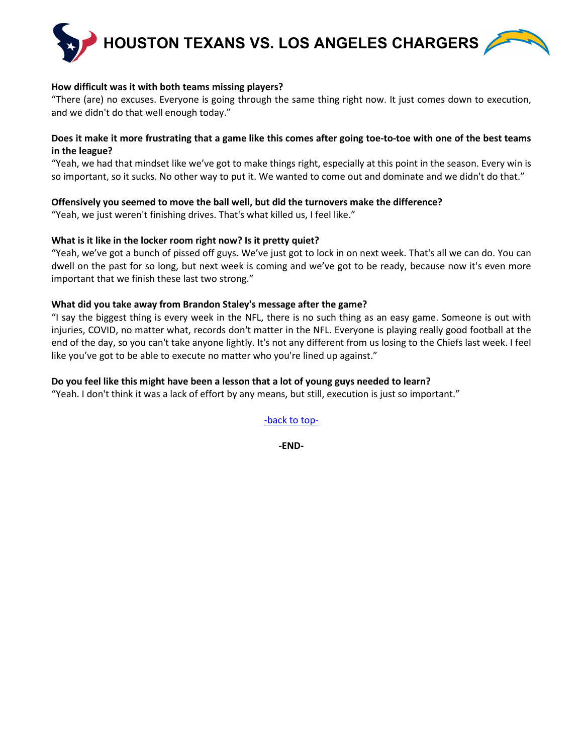**How difficult was it with both teams missing players?**
"There (are) no excuses. Everyone is going through the same thing right now. It just comes down to execution, and we didn't do that well enough today."

**Does it make it more frustrating that a game like this comes after going toe-to-toe with one of the best teams in the league?**
"Yeah, we had that mindset like we've got to make things right, especially at this point in the season. Every win is so important, so it sucks. No other way to put it. We wanted to come out and dominate and we didn't do that."

**Offensively you seemed to move the ball well, but did the turnovers make the difference?**
"Yeah, we just weren't finishing drives. That's what killed us, I feel like."

**What is it like in the locker room right now? Is it pretty quiet?**
"Yeah, we've got a bunch of pissed off guys. We've just got to lock in on next week. That's all we can do. You can dwell on the past for so long, but next week is coming and we've got to be ready, because now it's even more important that we finish these last two strong."

**What did you take away from Brandon Staley's message after the game?**
"I say the biggest thing is every week in the NFL, there is no such thing as an easy game. Someone is out with injuries, COVID, no matter what, records don't matter in the NFL. Everyone is playing really good football at the end of the day, so you can't take anyone lightly. It's not any different from us losing to the Chiefs last week. I feel like you've got to be able to execute no matter who you're lined up against."

**Do you feel like this might have been a lesson that a lot of young guys needed to learn?**
"Yeah. I don't think it was a lack of effort by any means, but still, execution is just so important."

-back to top-

**-END-**